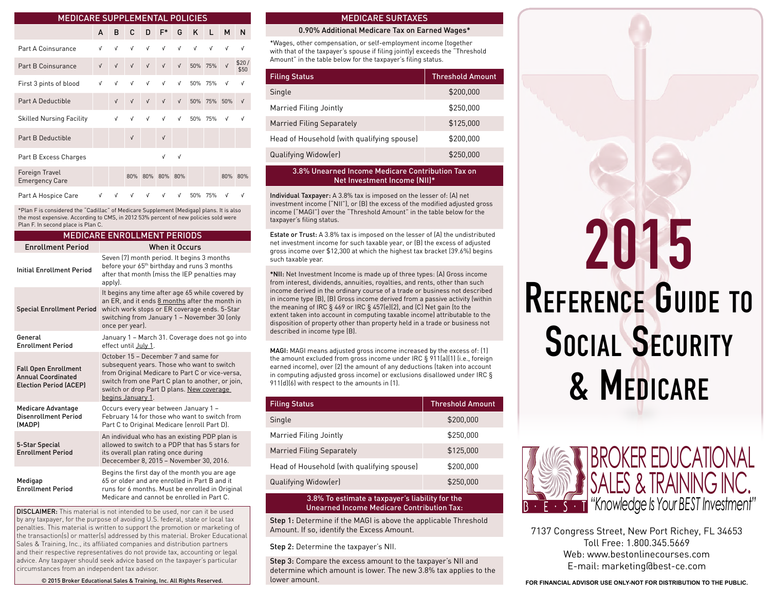## MEDICARE SUPPLEMENTAL POLICIES

| | A | B | C | D | F* | G | K | L | M | N |
|---|---|---|---|---|---|---|---|---|---|---|
| Part A Coinsurance | √ | √ | √ | √ | √ | √ | √ | √ | √ | √ |
| Part B Coinsurance | √ | √ | √ | √ | √ | √ | 50% | 75% | √ | $20 / $50 |
| First 3 pints of blood | √ | √ | √ | √ | √ | √ | 50% | 75% | √ | √ |
| Part A Deductible | | √ | √ | √ | √ | √ | 50% | 75% | 50% | √ |
| Skilled Nursing Facility | | √ | √ | √ | √ | √ | 50% | 75% | √ | √ |
| Part B Deductible | | | √ | | √ | | | | | |
| Part B Excess Charges | | | | | √ | √ | | | | |
| Foreign Travel Emergency Care | | | 80% | 80% | 80% | 80% | | | 80% | 80% |
| Part A Hospice Care | √ | √ | √ | √ | √ | √ | 50% | 75% | √ | √ |

*Plan F is considered the "Cadillac" of Medicare Supplement (Medigap) plans. It is also the most expensive. According to CMS, in 2012 53% percent of new policies sold were Plan F. In second place is Plan C.

## MEDICARE ENROLLMENT PERIODS

| Enrollment Period | When it Occurs |
|---|---|
| Initial Enrollment Period | Seven (7) month period. It begins 3 months before your 65th birthday and runs 3 months after that month (miss the IEP penalties may apply). |
| Special Enrollment Period | It begins any time after age 65 while covered by an ER, and it ends 8 months after the month in which work stops or ER coverage ends. 5-Star switching from January 1 – November 30 (only once per year). |
| General Enrollment Period | January 1 – March 31. Coverage does not go into effect until July 1. |
| Fall Open Enrollment Annual Coordinated Election Period (ACEP) | October 15 – December 7 and same for subsequent years. Those who want to switch from Original Medicare to Part C or vice-versa, switch from one Part C plan to another, or join, switch or drop Part D plans. New coverage begins January 1. |
| Medicare Advantage Disenrollment Period (MADP) | Occurs every year between January 1 – February 14 for those who want to switch from Part C to Original Medicare (enroll Part D). |
| 5-Star Special Enrollment Period | An individual who has an existing PDP plan is allowed to switch to a PDP that has 5 stars for its overall plan rating once during Dececember 8, 2015 – November 30, 2016. |
| Medigap Enrollment Period | Begins the first day of the month you are age 65 or older and are enrolled in Part B and it runs for 6 months. Must be enrolled in Original Medicare and cannot be enrolled in Part C. |

**DISCLAIMER:** This material is not intended to be used, nor can it be used by any taxpayer, for the purpose of avoiding U.S. federal, state or local tax penalties. This material is written to support the promotion or marketing of the transaction(s) or matter(s) addressed by this material. Broker Educational Sales & Training, Inc., its affiliated companies and distribution partners and their respective representatives do not provide tax, accounting or legal advice. Any taxpayer should seek advice based on the taxpayer's particular circumstances from an independent tax advisor.

© 2015 Broker Educational Sales & Training, Inc. All Rights Reserved.

## MEDICARE SURTAXES

### 0.90% Additional Medicare Tax on Earned Wages*

*Wages, other compensation, or self-employment income (together with that of the taxpayer's spouse if filing jointly) exceeds the "Threshold Amount" in the table below for the taxpayer's filing status.

| Filing Status | Threshold Amount |
|---|---|
| Single | $200,000 |
| Married Filing Jointly | $250,000 |
| Married Filing Separately | $125,000 |
| Head of Household (with qualifying spouse) | $200,000 |
| Qualifying Widow(er) | $250,000 |

### 3.8% Unearned Income Medicare Contribution Tax on Net Investment Income (NII)*

**Individual Taxpayer:** A 3.8% tax is imposed on the lesser of: (A) net investment income ("NII"), or (B) the excess of the modified adjusted gross income ("MAGI") over the "Threshold Amount" in the table below for the taxpayer's filing status.

**Estate or Trust:** A 3.8% tax is imposed on the lesser of (A) the undistributed net investment income for such taxable year, or (B) the excess of adjusted gross income over $12,300 at which the highest tax bracket (39.6%) begins such taxable year.

***NII:** Net Investment Income is made up of three types: (A) Gross income from interest, dividends, annuities, royalties, and rents, other than such income derived in the ordinary course of a trade or business not described in income type (B), (B) Gross income derived from a passive activity (within the meaning of IRC § 469 or IRC § 457(e)(2), and (C) Net gain (to the extent taken into account in computing taxable income) attributable to the disposition of property other than property held in a trade or business not described in income type (B).

**MAGI:** MAGI means adjusted gross income increased by the excess of: (1) the amount excluded from gross income under IRC § 911(a)(1) (i.e., foreign earned income), over (2) the amount of any deductions (taken into account in computing adjusted gross income) or exclusions disallowed under IRC § 911(d)(6) with respect to the amounts in (1).

| Filing Status | Threshold Amount |
|---|---|
| Single | $200,000 |
| Married Filing Jointly | $250,000 |
| Married Filing Separately | $125,000 |
| Head of Household (with qualifying spouse) | $200,000 |
| Qualifying Widow(er) | $250,000 |

### 3.8% To estimate a taxpayer's liability for the Unearned Income Medicare Contribution Tax:

**Step 1:** Determine if the MAGI is above the applicable Threshold Amount. If so, identify the Excess Amount.

**Step 2:** Determine the taxpayer's NII.

**Step 3:** Compare the excess amount to the taxpayer's NII and determine which amount is lower. The new 3.8% tax applies to the lower amount.

# 2015 Reference Guide to Social Security & Medicare

BROKER EDUCATIONAL SALES & TRAINING INC.

B · E · S · T "Knowledge Is Your BEST Investment"

7137 Congress Street, New Port Richey, FL 34653
Toll Free: 1.800.345.5669
Web: www.bestonlinecourses.com
E-mail: marketing@best-ce.com

FOR FINANCIAL ADVISOR USE ONLY-NOT FOR DISTRIBUTION TO THE PUBLIC.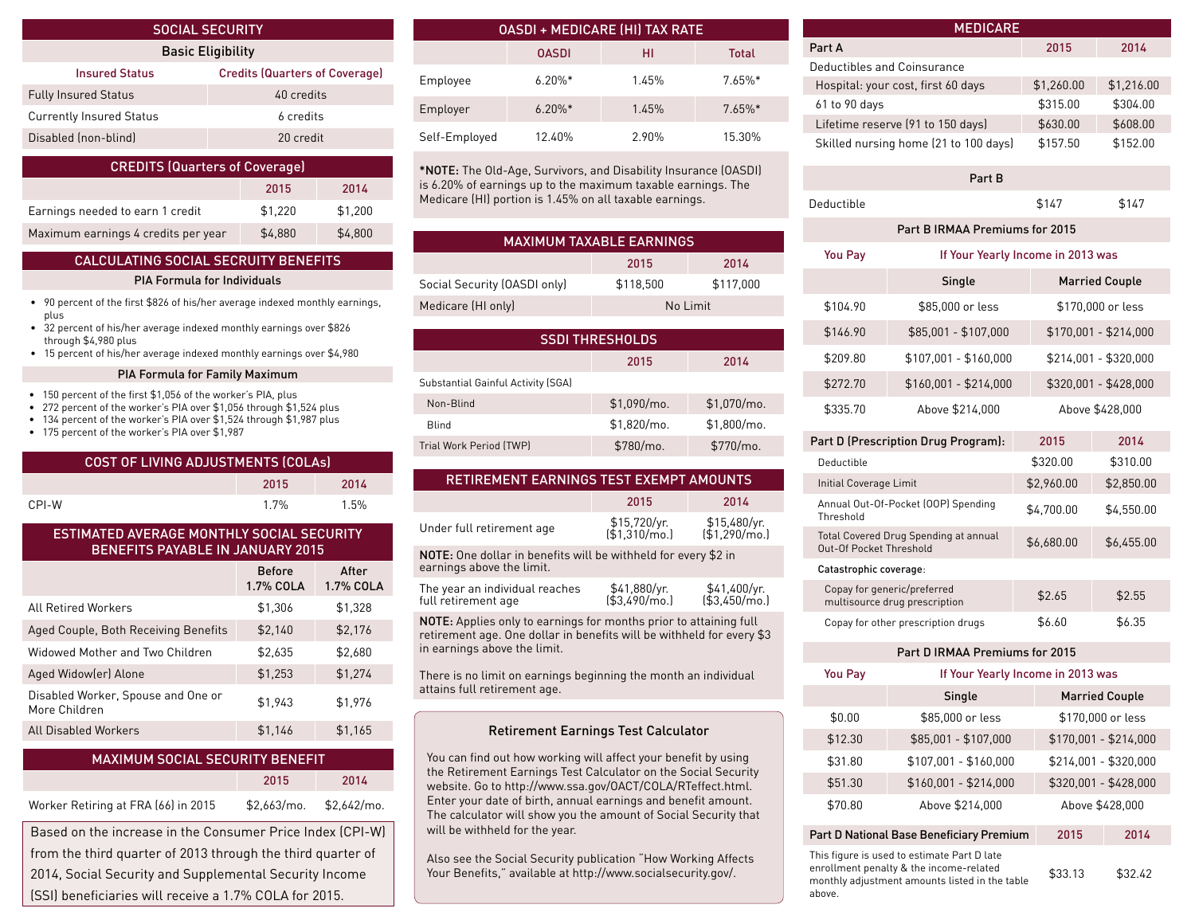## SOCIAL SECURITY

### Basic Eligibility

| Insured Status | Credits (Quarters of Coverage) |
| --- | --- |
| Fully Insured Status | 40 credits |
| Currently Insured Status | 6 credits |
| Disabled (non-blind) | 20 credit |

## CREDITS (Quarters of Coverage)

| | 2015 | 2014 |
| --- | --- | --- |
| Earnings needed to earn 1 credit | $1,220 | $1,200 |
| Maximum earnings 4 credits per year | $4,880 | $4,800 |

## CALCULATING SOCIAL SECURITY BENEFITS

### PIA Formula for Individuals

- 90 percent of the first $826 of his/her average indexed monthly earnings, plus
- 32 percent of his/her average indexed monthly earnings over $826 through $4,980 plus
- 15 percent of his/her average indexed monthly earnings over $4,980

### PIA Formula for Family Maximum

- 150 percent of the first $1,056 of the worker's PIA, plus
- 272 percent of the worker's PIA over $1,056 through $1,524 plus
- 134 percent of the worker's PIA over $1,524 through $1,987 plus
- 175 percent of the worker's PIA over $1,987

## COST OF LIVING ADJUSTMENTS (COLAs)

| | 2015 | 2014 |
| --- | --- | --- |
| CPI-W | 1.7% | 1.5% |

## ESTIMATED AVERAGE MONTHLY SOCIAL SECURITY BENEFITS PAYABLE IN JANUARY 2015

| | Before 1.7% COLA | After 1.7% COLA |
| --- | --- | --- |
| All Retired Workers | $1,306 | $1,328 |
| Aged Couple, Both Receiving Benefits | $2,140 | $2,176 |
| Widowed Mother and Two Children | $2,635 | $2,680 |
| Aged Widow(er) Alone | $1,253 | $1,274 |
| Disabled Worker, Spouse and One or More Children | $1,943 | $1,976 |
| All Disabled Workers | $1,146 | $1,165 |

## MAXIMUM SOCIAL SECURITY BENEFIT

| | 2015 | 2014 |
| --- | --- | --- |
| Worker Retiring at FRA (66) in 2015 | $2,663/mo. | $2,642/mo. |

Based on the increase in the Consumer Price Index (CPI-W) from the third quarter of 2013 through the third quarter of 2014, Social Security and Supplemental Security Income (SSI) beneficiaries will receive a 1.7% COLA for 2015.

## OASDI + MEDICARE (HI) TAX RATE

| | OASDI | HI | Total |
| --- | --- | --- | --- |
| Employee | 6.20%* | 1.45% | 7.65%* |
| Employer | 6.20%* | 1.45% | 7.65%* |
| Self-Employed | 12.40% | 2.90% | 15.30% |

***NOTE:** The Old-Age, Survivors, and Disability Insurance (OASDI) is 6.20% of earnings up to the maximum taxable earnings. The Medicare (HI) portion is 1.45% on all taxable earnings.

## MAXIMUM TAXABLE EARNINGS

| | 2015 | 2014 |
| --- | --- | --- |
| Social Security (OASDI only) | $118,500 | $117,000 |
| Medicare (HI only) | No Limit | |

## SSDI THRESHOLDS

| | 2015 | 2014 |
| --- | --- | --- |
| Substantial Gainful Activity (SGA) | | |
| Non-Blind | $1,090/mo. | $1,070/mo. |
| Blind | $1,820/mo. | $1,800/mo. |
| Trial Work Period (TWP) | $780/mo. | $770/mo. |

## RETIREMENT EARNINGS TEST EXEMPT AMOUNTS

| | 2015 | 2014 |
| --- | --- | --- |
| Under full retirement age | $15,720/yr. ($1,310/mo.) | $15,480/yr. ($1,290/mo.) |

**NOTE:** One dollar in benefits will be withheld for every $2 in earnings above the limit.

| | 2015 | 2014 |
| --- | --- | --- |
| The year an individual reaches full retirement age | $41,880/yr. ($3,490/mo.) | $41,400/yr. ($3,450/mo.) |

**NOTE:** Applies only to earnings for months prior to attaining full retirement age. One dollar in benefits will be withheld for every $3 in earnings above the limit.

There is no limit on earnings beginning the month an individual attains full retirement age.

### Retirement Earnings Test Calculator

You can find out how working will affect your benefit by using the Retirement Earnings Test Calculator on the Social Security website. Go to http://www.ssa.gov/OACT/COLA/RTeffect.html. Enter your date of birth, annual earnings and benefit amount. The calculator will show you the amount of Social Security that will be withheld for the year.

Also see the Social Security publication "How Working Affects Your Benefits," available at http://www.socialsecurity.gov/.

## MEDICARE

| Part A | 2015 | 2014 |
| --- | --- | --- |
| Deductibles and Coinsurance | | |
| Hospital: your cost, first 60 days | $1,260.00 | $1,216.00 |
| 61 to 90 days | $315.00 | $304.00 |
| Lifetime reserve (91 to 150 days) | $630.00 | $608.00 |
| Skilled nursing home (21 to 100 days) | $157.50 | $152.00 |

### Part B

| | 2015 | 2014 |
| --- | --- | --- |
| Deductible | $147 | $147 |

### Part B IRMAA Premiums for 2015

| You Pay | If Your Yearly Income in 2013 was | |
| --- | --- | --- |
| | Single | Married Couple |
| $104.90 | $85,000 or less | $170,000 or less |
| $146.90 | $85,001 - $107,000 | $170,001 - $214,000 |
| $209.80 | $107,001 - $160,000 | $214,001 - $320,000 |
| $272.70 | $160,001 - $214,000 | $320,001 - $428,000 |
| $335.70 | Above $214,000 | Above $428,000 |

| Part D (Prescription Drug Program): | 2015 | 2014 |
| --- | --- | --- |
| Deductible | $320.00 | $310.00 |
| Initial Coverage Limit | $2,960.00 | $2,850.00 |
| Annual Out-Of-Pocket (OOP) Spending Threshold | $4,700.00 | $4,550.00 |
| Total Covered Drug Spending at annual Out-Of Pocket Threshold | $6,680.00 | $6,455.00 |
| Catastrophic coverage: | | |
| Copay for generic/preferred multisource drug prescription | $2.65 | $2.55 |
| Copay for other prescription drugs | $6.60 | $6.35 |

### Part D IRMAA Premiums for 2015

| You Pay | If Your Yearly Income in 2013 was | |
| --- | --- | --- |
| | Single | Married Couple |
| $0.00 | $85,000 or less | $170,000 or less |
| $12.30 | $85,001 - $107,000 | $170,001 - $214,000 |
| $31.80 | $107,001 - $160,000 | $214,001 - $320,000 |
| $51.30 | $160,001 - $214,000 | $320,001 - $428,000 |
| $70.80 | Above $214,000 | Above $428,000 |

| Part D National Base Beneficiary Premium | 2015 | 2014 |
| --- | --- | --- |
| This figure is used to estimate Part D late enrollment penalty & the income-related monthly adjustment amounts listed in the table above. | $33.13 | $32.42 |